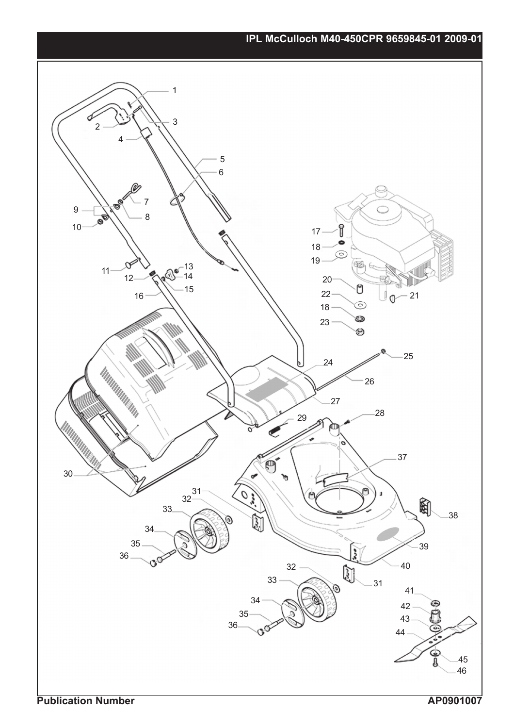# IPL McCulloch M40-450CPR 9659845-01 2009-01

1
2
3
4
5
6
7
8
9
10
11
12
13
14
15
16
17
18
19
20
21
22
18
23
24
25
26
27
28
29
30
31
32
33
34
35
36
37
38
39
40
32
33
31
41
42
43
44
34
35
36
45
46

**Publication Number** **AP0901007**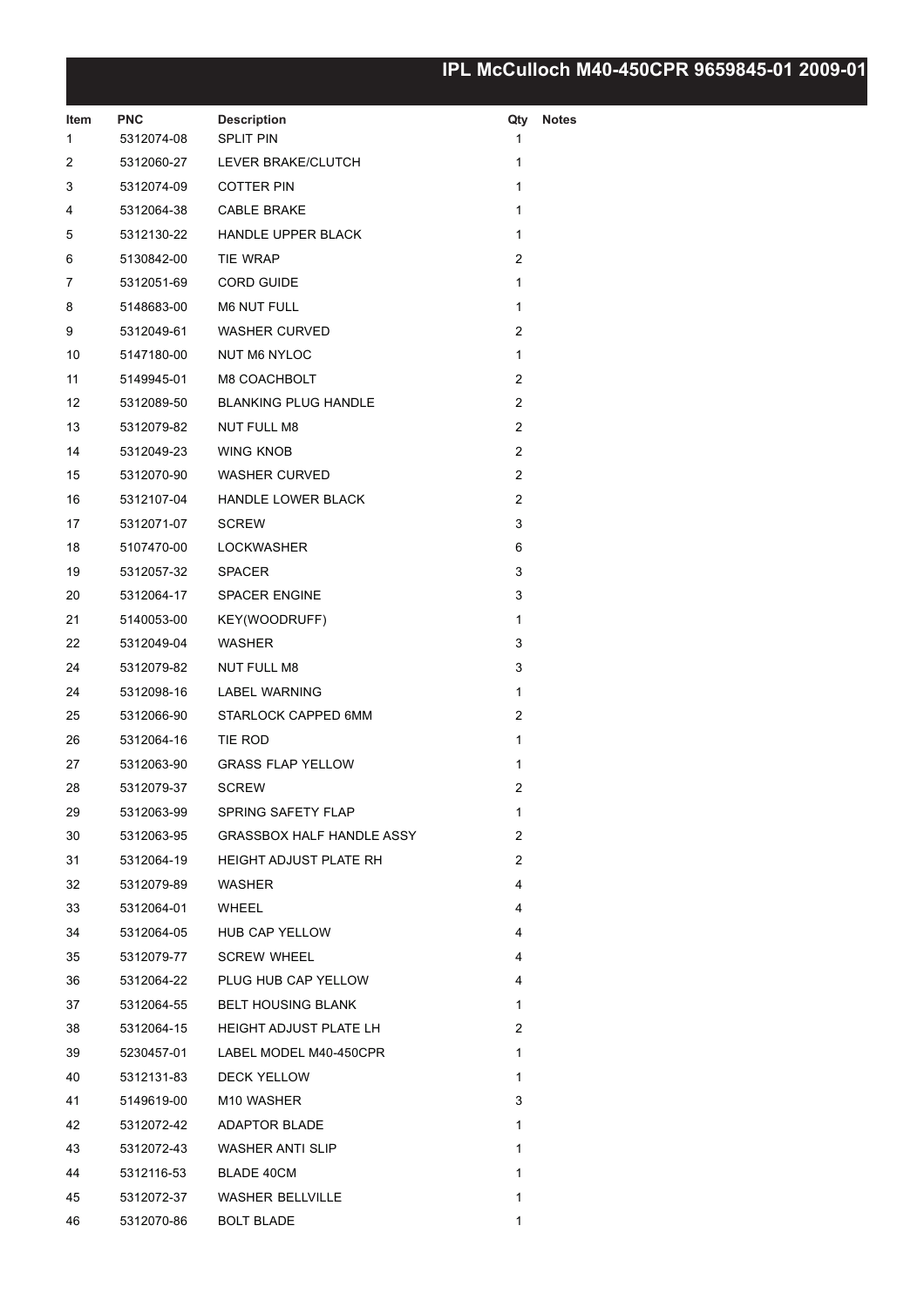# IPL McCulloch M40-450CPR 9659845-01 2009-01

| Item | PNC | Description | Qty | Notes |
|---|---|---|---|---|
| 1 | 5312074-08 | SPLIT PIN | 1 | |
| 2 | 5312060-27 | LEVER BRAKE/CLUTCH | 1 | |
| 3 | 5312074-09 | COTTER PIN | 1 | |
| 4 | 5312064-38 | CABLE BRAKE | 1 | |
| 5 | 5312130-22 | HANDLE UPPER BLACK | 1 | |
| 6 | 5130842-00 | TIE WRAP | 2 | |
| 7 | 5312051-69 | CORD GUIDE | 1 | |
| 8 | 5148683-00 | M6 NUT FULL | 1 | |
| 9 | 5312049-61 | WASHER CURVED | 2 | |
| 10 | 5147180-00 | NUT M6 NYLOC | 1 | |
| 11 | 5149945-01 | M8 COACHBOLT | 2 | |
| 12 | 5312089-50 | BLANKING PLUG HANDLE | 2 | |
| 13 | 5312079-82 | NUT FULL M8 | 2 | |
| 14 | 5312049-23 | WING KNOB | 2 | |
| 15 | 5312070-90 | WASHER CURVED | 2 | |
| 16 | 5312107-04 | HANDLE LOWER BLACK | 2 | |
| 17 | 5312071-07 | SCREW | 3 | |
| 18 | 5107470-00 | LOCKWASHER | 6 | |
| 19 | 5312057-32 | SPACER | 3 | |
| 20 | 5312064-17 | SPACER ENGINE | 3 | |
| 21 | 5140053-00 | KEY(WOODRUFF) | 1 | |
| 22 | 5312049-04 | WASHER | 3 | |
| 24 | 5312079-82 | NUT FULL M8 | 3 | |
| 24 | 5312098-16 | LABEL WARNING | 1 | |
| 25 | 5312066-90 | STARLOCK CAPPED 6MM | 2 | |
| 26 | 5312064-16 | TIE ROD | 1 | |
| 27 | 5312063-90 | GRASS FLAP YELLOW | 1 | |
| 28 | 5312079-37 | SCREW | 2 | |
| 29 | 5312063-99 | SPRING SAFETY FLAP | 1 | |
| 30 | 5312063-95 | GRASSBOX HALF HANDLE ASSY | 2 | |
| 31 | 5312064-19 | HEIGHT ADJUST PLATE RH | 2 | |
| 32 | 5312079-89 | WASHER | 4 | |
| 33 | 5312064-01 | WHEEL | 4 | |
| 34 | 5312064-05 | HUB CAP YELLOW | 4 | |
| 35 | 5312079-77 | SCREW WHEEL | 4 | |
| 36 | 5312064-22 | PLUG HUB CAP YELLOW | 4 | |
| 37 | 5312064-55 | BELT HOUSING BLANK | 1 | |
| 38 | 5312064-15 | HEIGHT ADJUST PLATE LH | 2 | |
| 39 | 5230457-01 | LABEL MODEL M40-450CPR | 1 | |
| 40 | 5312131-83 | DECK YELLOW | 1 | |
| 41 | 5149619-00 | M10 WASHER | 3 | |
| 42 | 5312072-42 | ADAPTOR BLADE | 1 | |
| 43 | 5312072-43 | WASHER ANTI SLIP | 1 | |
| 44 | 5312116-53 | BLADE 40CM | 1 | |
| 45 | 5312072-37 | WASHER BELLVILLE | 1 | |
| 46 | 5312070-86 | BOLT BLADE | 1 | |